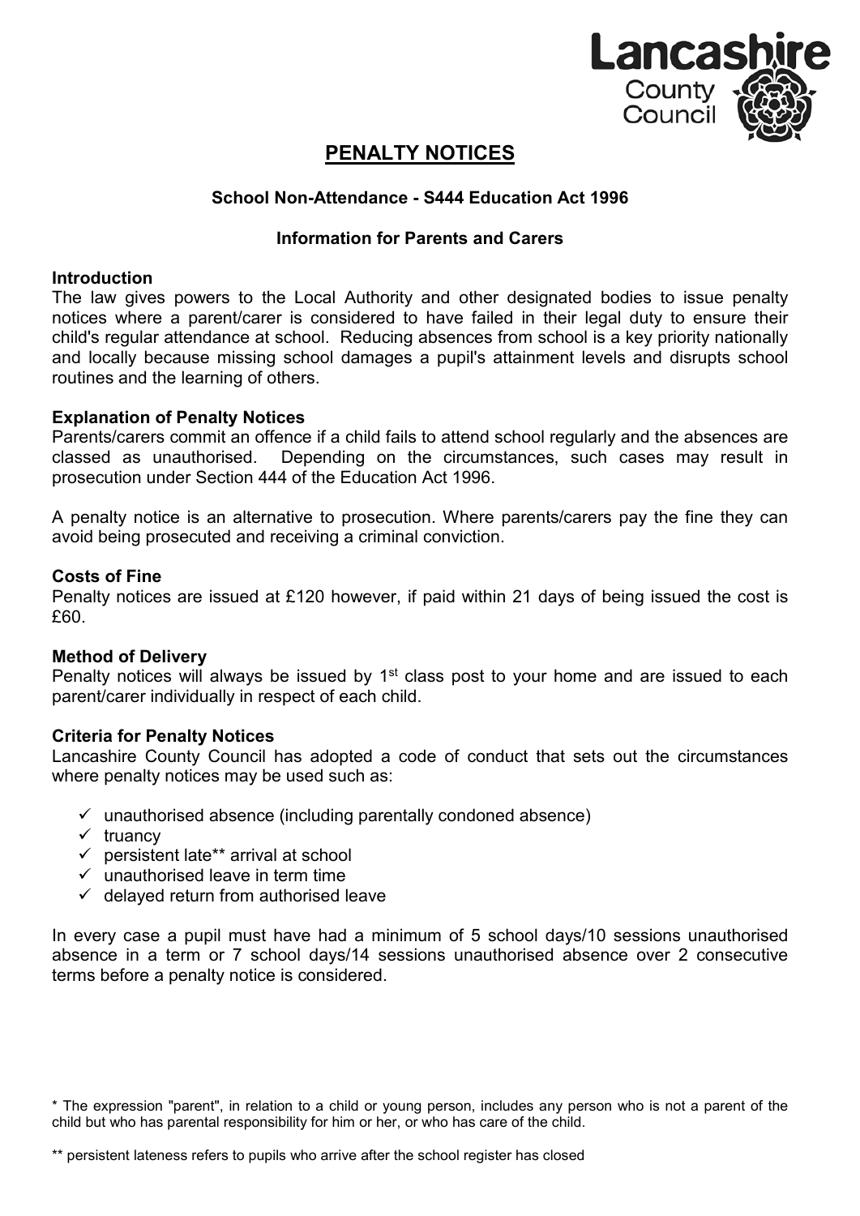# PENALTY NOTICES

### School Non-Attendance - S444 Education Act 1996

### Information for Parents and Carers

**Introduction**
The law gives powers to the Local Authority and other designated bodies to issue penalty notices where a parent/carer is considered to have failed in their legal duty to ensure their child's regular attendance at school. Reducing absences from school is a key priority nationally and locally because missing school damages a pupil's attainment levels and disrupts school routines and the learning of others.

**Explanation of Penalty Notices**
Parents/carers commit an offence if a child fails to attend school regularly and the absences are classed as unauthorised. Depending on the circumstances, such cases may result in prosecution under Section 444 of the Education Act 1996.

A penalty notice is an alternative to prosecution. Where parents/carers pay the fine they can avoid being prosecuted and receiving a criminal conviction.

**Costs of Fine**
Penalty notices are issued at £120 however, if paid within 21 days of being issued the cost is £60.

**Method of Delivery**
Penalty notices will always be issued by 1st class post to your home and are issued to each parent/carer individually in respect of each child.

**Criteria for Penalty Notices**
Lancashire County Council has adopted a code of conduct that sets out the circumstances where penalty notices may be used such as:

- ✓ unauthorised absence (including parentally condoned absence)
- ✓ truancy
- ✓ persistent late** arrival at school
- ✓ unauthorised leave in term time
- ✓ delayed return from authorised leave

In every case a pupil must have had a minimum of 5 school days/10 sessions unauthorised absence in a term or 7 school days/14 sessions unauthorised absence over 2 consecutive terms before a penalty notice is considered.

* The expression "parent", in relation to a child or young person, includes any person who is not a parent of the child but who has parental responsibility for him or her, or who has care of the child.

** persistent lateness refers to pupils who arrive after the school register has closed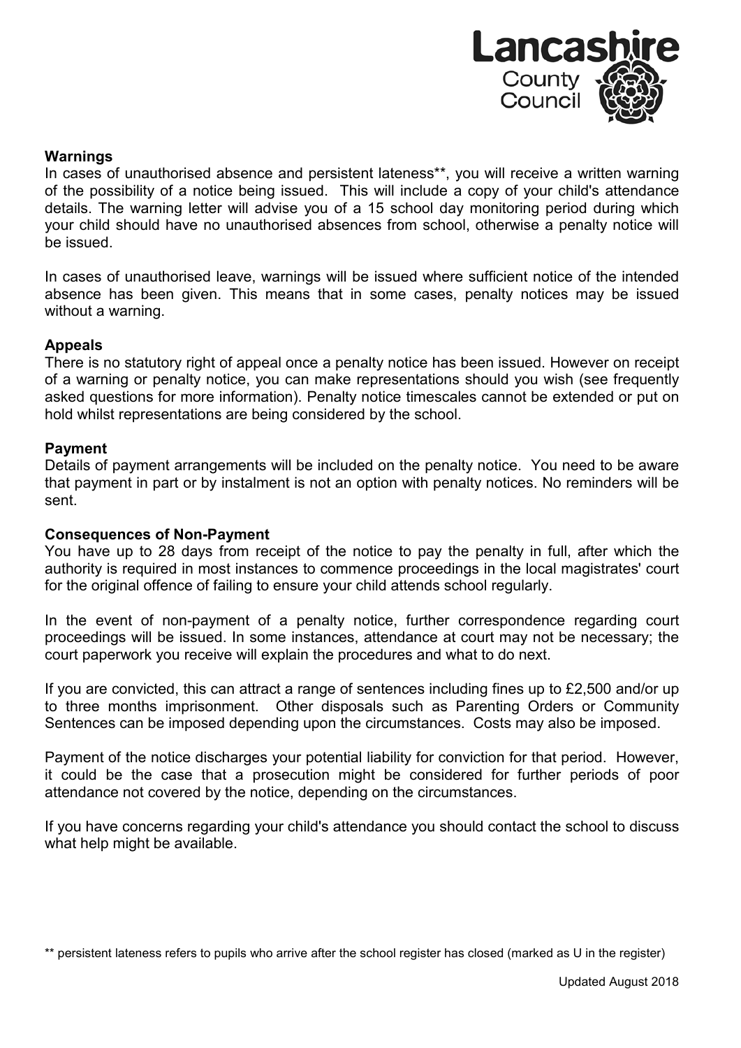**Warnings**

In cases of unauthorised absence and persistent lateness**, you will receive a written warning of the possibility of a notice being issued. This will include a copy of your child's attendance details. The warning letter will advise you of a 15 school day monitoring period during which your child should have no unauthorised absences from school, otherwise a penalty notice will be issued.

In cases of unauthorised leave, warnings will be issued where sufficient notice of the intended absence has been given. This means that in some cases, penalty notices may be issued without a warning.

**Appeals**

There is no statutory right of appeal once a penalty notice has been issued. However on receipt of a warning or penalty notice, you can make representations should you wish (see frequently asked questions for more information). Penalty notice timescales cannot be extended or put on hold whilst representations are being considered by the school.

**Payment**

Details of payment arrangements will be included on the penalty notice. You need to be aware that payment in part or by instalment is not an option with penalty notices. No reminders will be sent.

**Consequences of Non-Payment**

You have up to 28 days from receipt of the notice to pay the penalty in full, after which the authority is required in most instances to commence proceedings in the local magistrates' court for the original offence of failing to ensure your child attends school regularly.

In the event of non-payment of a penalty notice, further correspondence regarding court proceedings will be issued. In some instances, attendance at court may not be necessary; the court paperwork you receive will explain the procedures and what to do next.

If you are convicted, this can attract a range of sentences including fines up to £2,500 and/or up to three months imprisonment. Other disposals such as Parenting Orders or Community Sentences can be imposed depending upon the circumstances. Costs may also be imposed.

Payment of the notice discharges your potential liability for conviction for that period. However, it could be the case that a prosecution might be considered for further periods of poor attendance not covered by the notice, depending on the circumstances.

If you have concerns regarding your child's attendance you should contact the school to discuss what help might be available.

** persistent lateness refers to pupils who arrive after the school register has closed (marked as U in the register)

Updated August 2018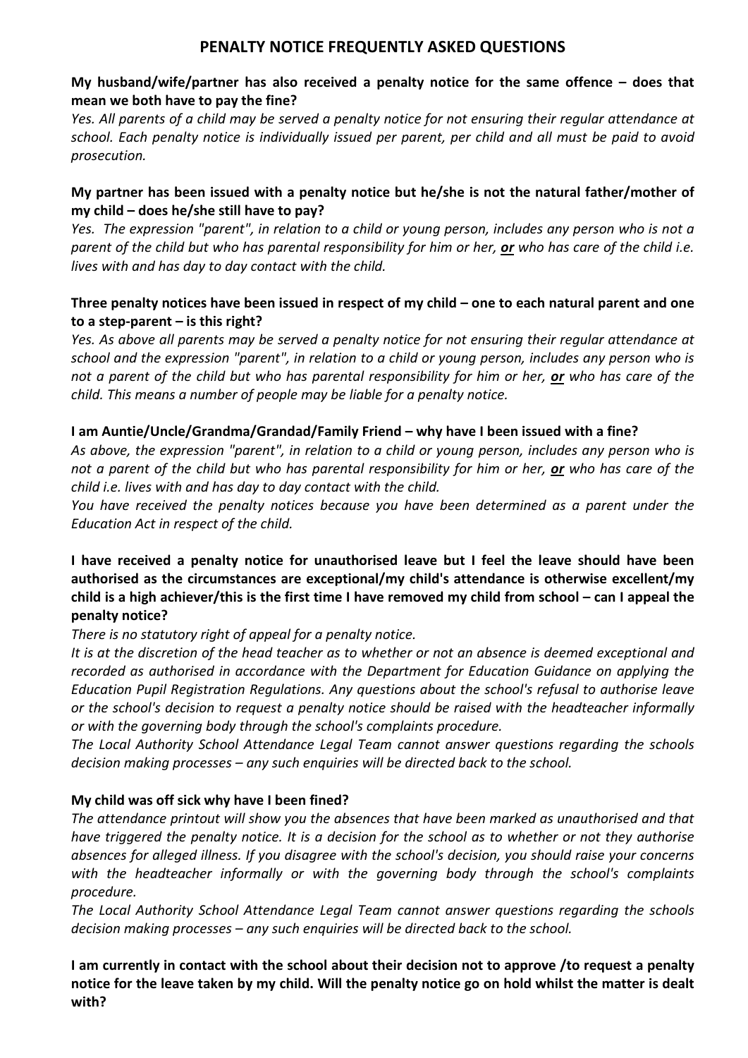# PENALTY NOTICE FREQUENTLY ASKED QUESTIONS

**My husband/wife/partner has also received a penalty notice for the same offence – does that mean we both have to pay the fine?**

*Yes. All parents of a child may be served a penalty notice for not ensuring their regular attendance at school. Each penalty notice is individually issued per parent, per child and all must be paid to avoid prosecution.*

**My partner has been issued with a penalty notice but he/she is not the natural father/mother of my child – does he/she still have to pay?**

*Yes. The expression "parent", in relation to a child or young person, includes any person who is not a parent of the child but who has parental responsibility for him or her, **or** who has care of the child i.e. lives with and has day to day contact with the child.*

**Three penalty notices have been issued in respect of my child – one to each natural parent and one to a step-parent – is this right?**

*Yes. As above all parents may be served a penalty notice for not ensuring their regular attendance at school and the expression "parent", in relation to a child or young person, includes any person who is not a parent of the child but who has parental responsibility for him or her, **or** who has care of the child. This means a number of people may be liable for a penalty notice.*

**I am Auntie/Uncle/Grandma/Grandad/Family Friend – why have I been issued with a fine?**

*As above, the expression "parent", in relation to a child or young person, includes any person who is not a parent of the child but who has parental responsibility for him or her, **or** who has care of the child i.e. lives with and has day to day contact with the child.*

*You have received the penalty notices because you have been determined as a parent under the Education Act in respect of the child.*

**I have received a penalty notice for unauthorised leave but I feel the leave should have been authorised as the circumstances are exceptional/my child's attendance is otherwise excellent/my child is a high achiever/this is the first time I have removed my child from school – can I appeal the penalty notice?**

*There is no statutory right of appeal for a penalty notice.*

*It is at the discretion of the head teacher as to whether or not an absence is deemed exceptional and recorded as authorised in accordance with the Department for Education Guidance on applying the Education Pupil Registration Regulations. Any questions about the school's refusal to authorise leave or the school's decision to request a penalty notice should be raised with the headteacher informally or with the governing body through the school's complaints procedure.*

*The Local Authority School Attendance Legal Team cannot answer questions regarding the schools decision making processes – any such enquiries will be directed back to the school.*

**My child was off sick why have I been fined?**

*The attendance printout will show you the absences that have been marked as unauthorised and that have triggered the penalty notice. It is a decision for the school as to whether or not they authorise absences for alleged illness. If you disagree with the school's decision, you should raise your concerns with the headteacher informally or with the governing body through the school's complaints procedure.*

*The Local Authority School Attendance Legal Team cannot answer questions regarding the schools decision making processes – any such enquiries will be directed back to the school.*

**I am currently in contact with the school about their decision not to approve /to request a penalty notice for the leave taken by my child. Will the penalty notice go on hold whilst the matter is dealt with?**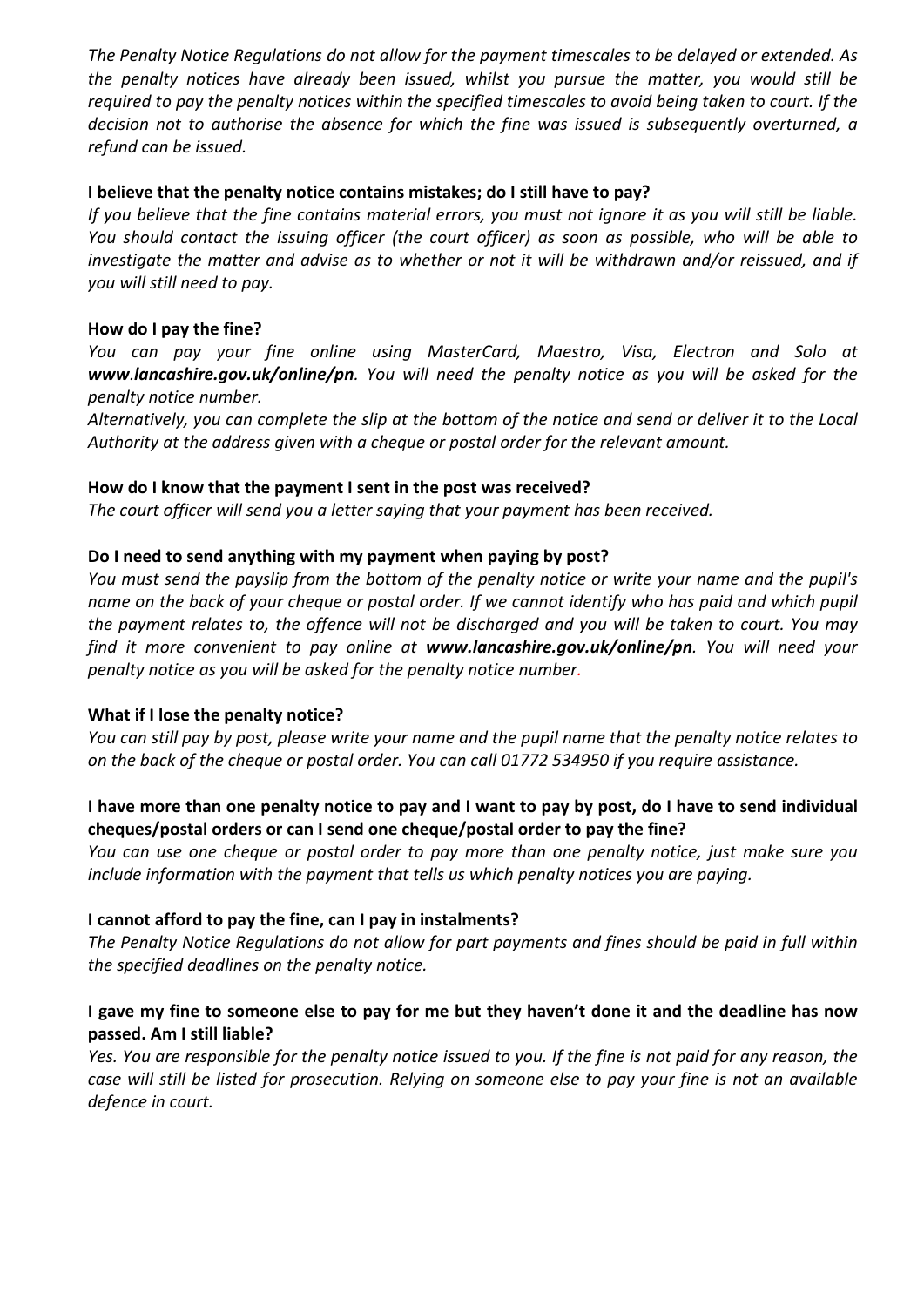*The Penalty Notice Regulations do not allow for the payment timescales to be delayed or extended. As the penalty notices have already been issued, whilst you pursue the matter, you would still be required to pay the penalty notices within the specified timescales to avoid being taken to court. If the decision not to authorise the absence for which the fine was issued is subsequently overturned, a refund can be issued.*

**I believe that the penalty notice contains mistakes; do I still have to pay?**

*If you believe that the fine contains material errors, you must not ignore it as you will still be liable. You should contact the issuing officer (the court officer) as soon as possible, who will be able to investigate the matter and advise as to whether or not it will be withdrawn and/or reissued, and if you will still need to pay.*

**How do I pay the fine?**

*You can pay your fine online using MasterCard, Maestro, Visa, Electron and Solo at **www.lancashire.gov.uk/online/pn**. You will need the penalty notice as you will be asked for the penalty notice number.*

*Alternatively, you can complete the slip at the bottom of the notice and send or deliver it to the Local Authority at the address given with a cheque or postal order for the relevant amount.*

**How do I know that the payment I sent in the post was received?**

*The court officer will send you a letter saying that your payment has been received.*

**Do I need to send anything with my payment when paying by post?**

*You must send the payslip from the bottom of the penalty notice or write your name and the pupil's name on the back of your cheque or postal order. If we cannot identify who has paid and which pupil the payment relates to, the offence will not be discharged and you will be taken to court. You may find it more convenient to pay online at **www.lancashire.gov.uk/online/pn**. You will need your penalty notice as you will be asked for the penalty notice number.*

**What if I lose the penalty notice?**

*You can still pay by post, please write your name and the pupil name that the penalty notice relates to on the back of the cheque or postal order. You can call 01772 534950 if you require assistance.*

**I have more than one penalty notice to pay and I want to pay by post, do I have to send individual cheques/postal orders or can I send one cheque/postal order to pay the fine?**

*You can use one cheque or postal order to pay more than one penalty notice, just make sure you include information with the payment that tells us which penalty notices you are paying.*

**I cannot afford to pay the fine, can I pay in instalments?**

*The Penalty Notice Regulations do not allow for part payments and fines should be paid in full within the specified deadlines on the penalty notice.*

**I gave my fine to someone else to pay for me but they haven't done it and the deadline has now passed. Am I still liable?**

*Yes. You are responsible for the penalty notice issued to you. If the fine is not paid for any reason, the case will still be listed for prosecution. Relying on someone else to pay your fine is not an available defence in court.*